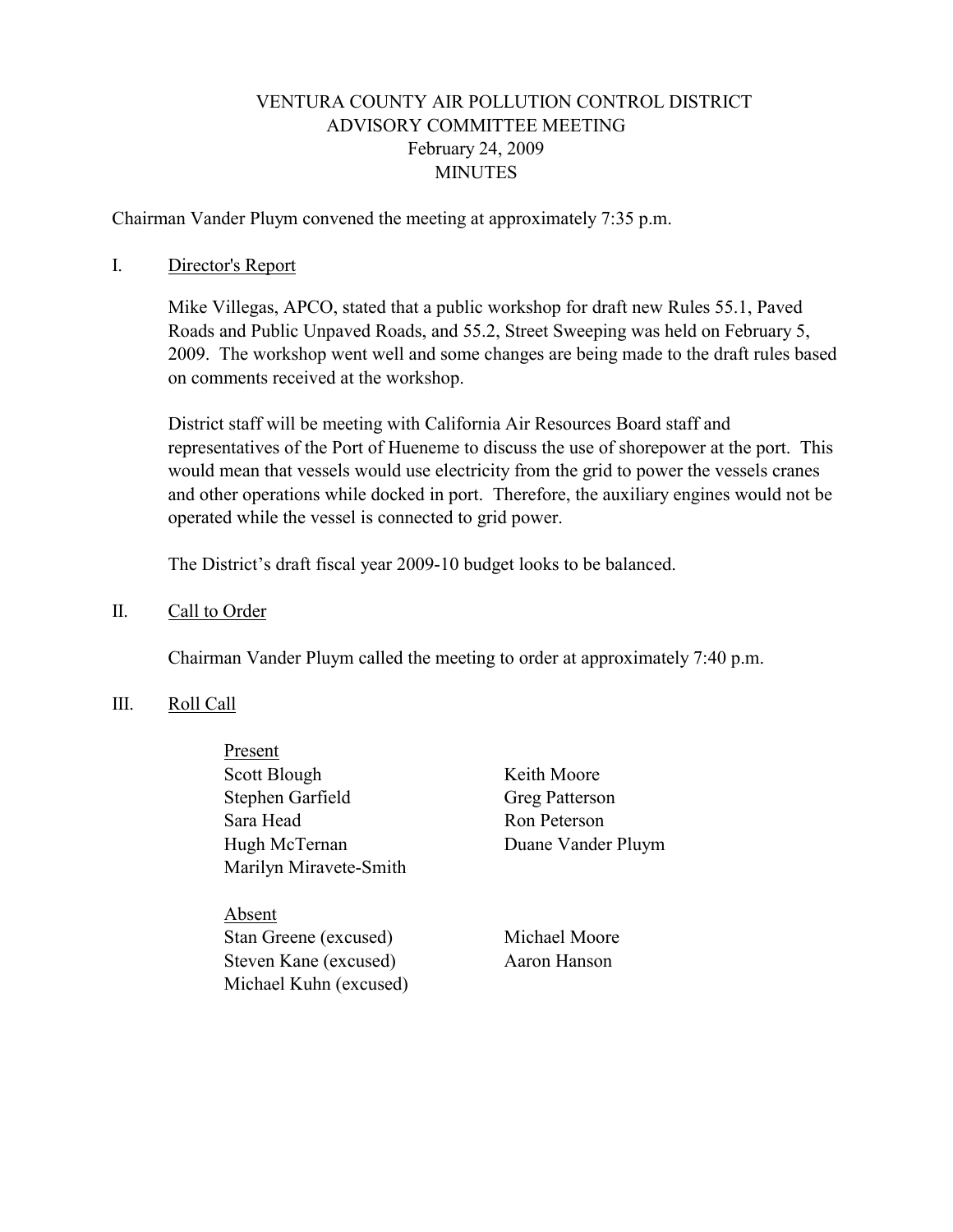# VENTURA COUNTY AIR POLLUTION CONTROL DISTRICT
## ADVISORY COMMITTEE MEETING
### February 24, 2009
### MINUTES

Chairman Vander Pluym convened the meeting at approximately 7:35 p.m.

I. <u>Director's Report</u>

Mike Villegas, APCO, stated that a public workshop for draft new Rules 55.1, Paved Roads and Public Unpaved Roads, and 55.2, Street Sweeping was held on February 5, 2009. The workshop went well and some changes are being made to the draft rules based on comments received at the workshop.

District staff will be meeting with California Air Resources Board staff and representatives of the Port of Hueneme to discuss the use of shorepower at the port. This would mean that vessels would use electricity from the grid to power the vessels cranes and other operations while docked in port. Therefore, the auxiliary engines would not be operated while the vessel is connected to grid power.

The District's draft fiscal year 2009-10 budget looks to be balanced.

II. <u>Call to Order</u>

Chairman Vander Pluym called the meeting to order at approximately 7:40 p.m.

III. <u>Roll Call</u>

<u>Present</u>
Scott Blough
Stephen Garfield
Sara Head
Hugh McTernan
Marilyn Miravete-Smith
Keith Moore
Greg Patterson
Ron Peterson
Duane Vander Pluym

<u>Absent</u>
Stan Greene (excused)
Steven Kane (excused)
Michael Kuhn (excused)
Michael Moore
Aaron Hanson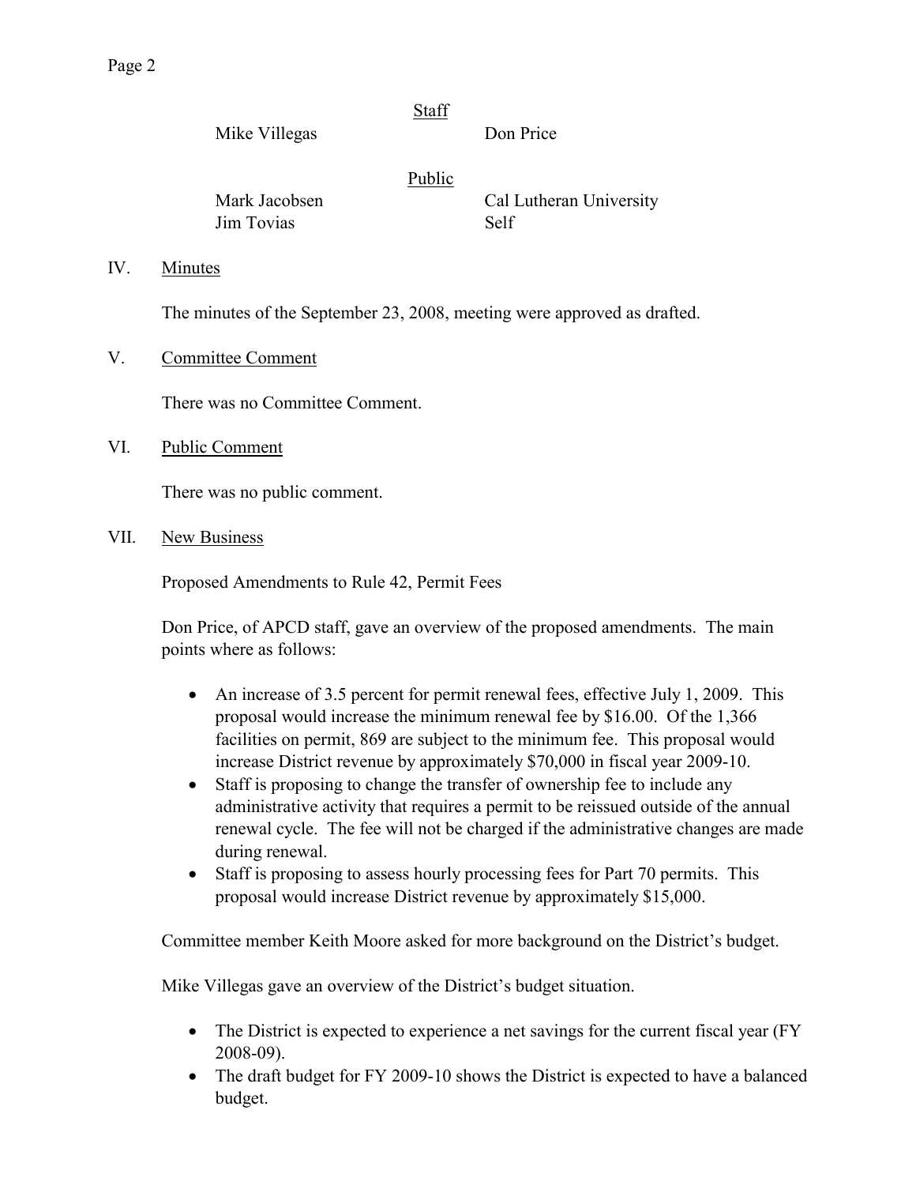Staff

| | |
|---|---|
| Mike Villegas | Don Price |

Public

| | |
|---|---|
| Mark Jacobsen | Cal Lutheran University |
| Jim Tovias | Self |

IV. Minutes

The minutes of the September 23, 2008, meeting were approved as drafted.

V. Committee Comment

There was no Committee Comment.

VI. Public Comment

There was no public comment.

VII. New Business

Proposed Amendments to Rule 42, Permit Fees

Don Price, of APCD staff, gave an overview of the proposed amendments. The main points where as follows:

- An increase of 3.5 percent for permit renewal fees, effective July 1, 2009. This proposal would increase the minimum renewal fee by $16.00. Of the 1,366 facilities on permit, 869 are subject to the minimum fee. This proposal would increase District revenue by approximately $70,000 in fiscal year 2009-10.
- Staff is proposing to change the transfer of ownership fee to include any administrative activity that requires a permit to be reissued outside of the annual renewal cycle. The fee will not be charged if the administrative changes are made during renewal.
- Staff is proposing to assess hourly processing fees for Part 70 permits. This proposal would increase District revenue by approximately $15,000.

Committee member Keith Moore asked for more background on the District's budget.

Mike Villegas gave an overview of the District's budget situation.

- The District is expected to experience a net savings for the current fiscal year (FY 2008-09).
- The draft budget for FY 2009-10 shows the District is expected to have a balanced budget.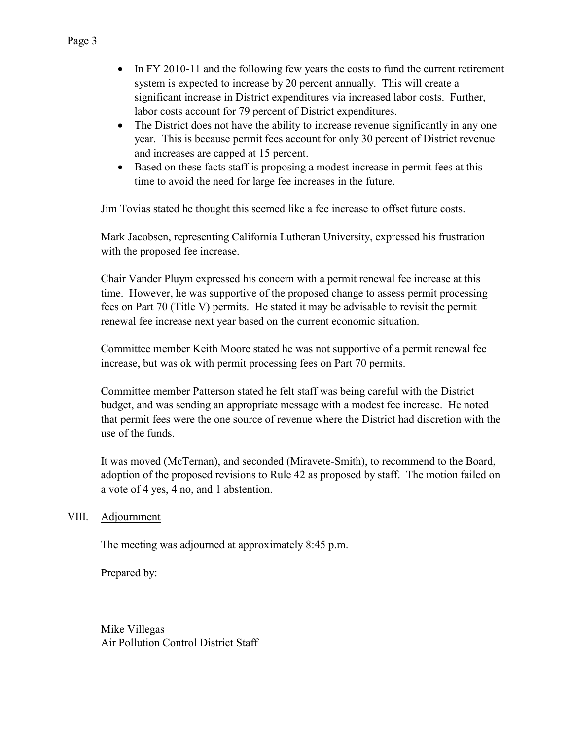- In FY 2010-11 and the following few years the costs to fund the current retirement system is expected to increase by 20 percent annually. This will create a significant increase in District expenditures via increased labor costs. Further, labor costs account for 79 percent of District expenditures.
- The District does not have the ability to increase revenue significantly in any one year. This is because permit fees account for only 30 percent of District revenue and increases are capped at 15 percent.
- Based on these facts staff is proposing a modest increase in permit fees at this time to avoid the need for large fee increases in the future.

Jim Tovias stated he thought this seemed like a fee increase to offset future costs.

Mark Jacobsen, representing California Lutheran University, expressed his frustration with the proposed fee increase.

Chair Vander Pluym expressed his concern with a permit renewal fee increase at this time. However, he was supportive of the proposed change to assess permit processing fees on Part 70 (Title V) permits. He stated it may be advisable to revisit the permit renewal fee increase next year based on the current economic situation.

Committee member Keith Moore stated he was not supportive of a permit renewal fee increase, but was ok with permit processing fees on Part 70 permits.

Committee member Patterson stated he felt staff was being careful with the District budget, and was sending an appropriate message with a modest fee increase. He noted that permit fees were the one source of revenue where the District had discretion with the use of the funds.

It was moved (McTernan), and seconded (Miravete-Smith), to recommend to the Board, adoption of the proposed revisions to Rule 42 as proposed by staff. The motion failed on a vote of 4 yes, 4 no, and 1 abstention.

## VIII. Adjournment

The meeting was adjourned at approximately 8:45 p.m.

Prepared by:

Mike Villegas
Air Pollution Control District Staff